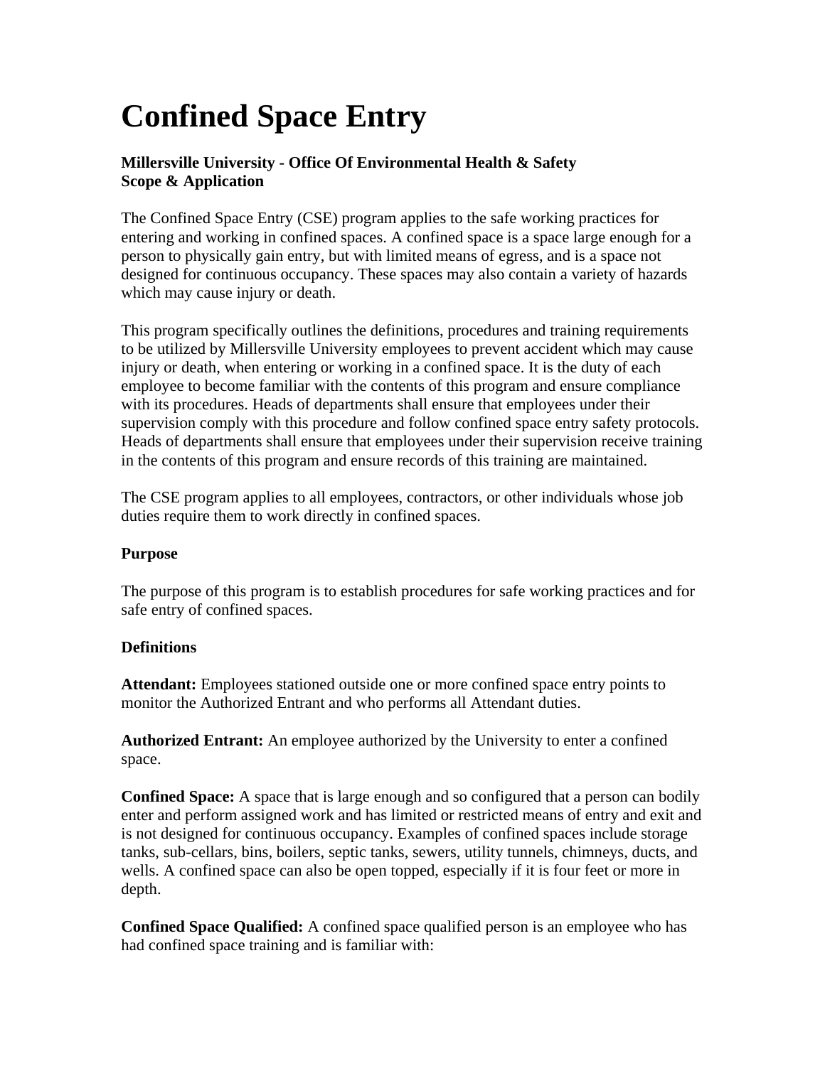# Confined Space Entry

**Millersville University - Office Of Environmental Health & Safety**
**Scope & Application**

The Confined Space Entry (CSE) program applies to the safe working practices for entering and working in confined spaces. A confined space is a space large enough for a person to physically gain entry, but with limited means of egress, and is a space not designed for continuous occupancy. These spaces may also contain a variety of hazards which may cause injury or death.

This program specifically outlines the definitions, procedures and training requirements to be utilized by Millersville University employees to prevent accident which may cause injury or death, when entering or working in a confined space. It is the duty of each employee to become familiar with the contents of this program and ensure compliance with its procedures. Heads of departments shall ensure that employees under their supervision comply with this procedure and follow confined space entry safety protocols. Heads of departments shall ensure that employees under their supervision receive training in the contents of this program and ensure records of this training are maintained.

The CSE program applies to all employees, contractors, or other individuals whose job duties require them to work directly in confined spaces.

**Purpose**

The purpose of this program is to establish procedures for safe working practices and for safe entry of confined spaces.

**Definitions**

**Attendant:** Employees stationed outside one or more confined space entry points to monitor the Authorized Entrant and who performs all Attendant duties.

**Authorized Entrant:** An employee authorized by the University to enter a confined space.

**Confined Space:** A space that is large enough and so configured that a person can bodily enter and perform assigned work and has limited or restricted means of entry and exit and is not designed for continuous occupancy. Examples of confined spaces include storage tanks, sub-cellars, bins, boilers, septic tanks, sewers, utility tunnels, chimneys, ducts, and wells. A confined space can also be open topped, especially if it is four feet or more in depth.

**Confined Space Qualified:** A confined space qualified person is an employee who has had confined space training and is familiar with: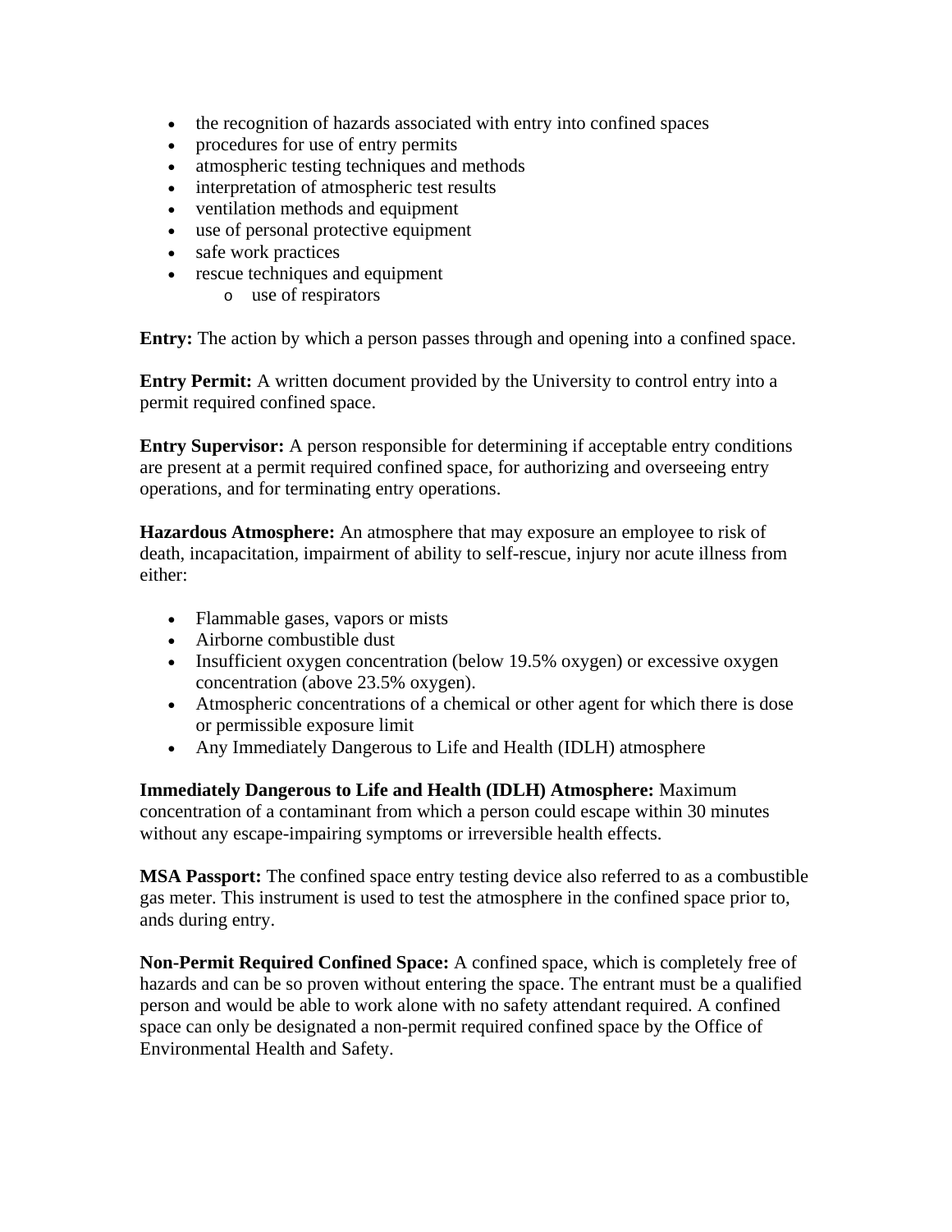- the recognition of hazards associated with entry into confined spaces
- procedures for use of entry permits
- atmospheric testing techniques and methods
- interpretation of atmospheric test results
- ventilation methods and equipment
- use of personal protective equipment
- safe work practices
- rescue techniques and equipment
    - use of respirators

**Entry:** The action by which a person passes through and opening into a confined space.

**Entry Permit:** A written document provided by the University to control entry into a permit required confined space.

**Entry Supervisor:** A person responsible for determining if acceptable entry conditions are present at a permit required confined space, for authorizing and overseeing entry operations, and for terminating entry operations.

**Hazardous Atmosphere:** An atmosphere that may exposure an employee to risk of death, incapacitation, impairment of ability to self-rescue, injury nor acute illness from either:

- Flammable gases, vapors or mists
- Airborne combustible dust
- Insufficient oxygen concentration (below 19.5% oxygen) or excessive oxygen concentration (above 23.5% oxygen).
- Atmospheric concentrations of a chemical or other agent for which there is dose or permissible exposure limit
- Any Immediately Dangerous to Life and Health (IDLH) atmosphere

**Immediately Dangerous to Life and Health (IDLH) Atmosphere:** Maximum concentration of a contaminant from which a person could escape within 30 minutes without any escape-impairing symptoms or irreversible health effects.

**MSA Passport:** The confined space entry testing device also referred to as a combustible gas meter. This instrument is used to test the atmosphere in the confined space prior to, ands during entry.

**Non-Permit Required Confined Space:** A confined space, which is completely free of hazards and can be so proven without entering the space. The entrant must be a qualified person and would be able to work alone with no safety attendant required. A confined space can only be designated a non-permit required confined space by the Office of Environmental Health and Safety.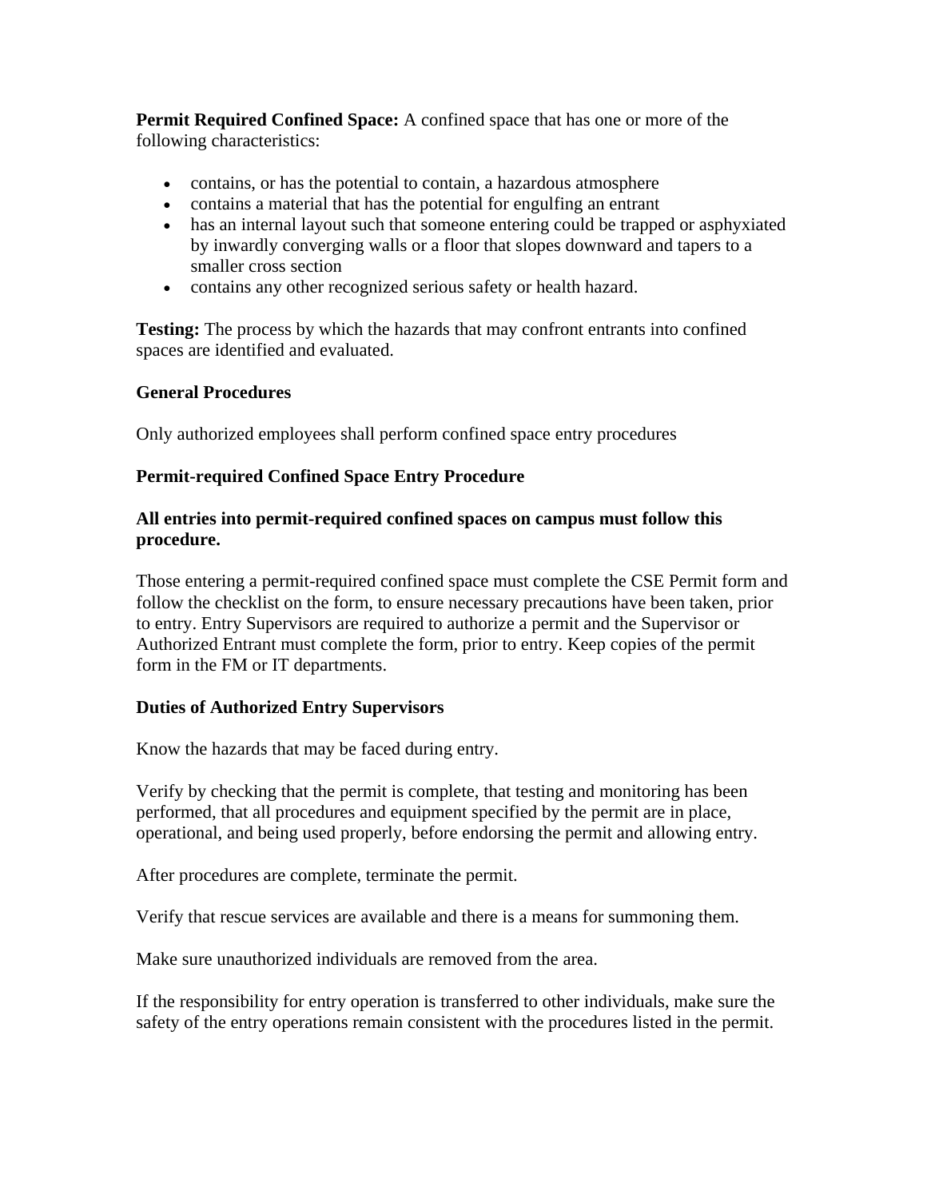**Permit Required Confined Space:** A confined space that has one or more of the following characteristics:

- contains, or has the potential to contain, a hazardous atmosphere
- contains a material that has the potential for engulfing an entrant
- has an internal layout such that someone entering could be trapped or asphyxiated by inwardly converging walls or a floor that slopes downward and tapers to a smaller cross section
- contains any other recognized serious safety or health hazard.

**Testing:** The process by which the hazards that may confront entrants into confined spaces are identified and evaluated.

**General Procedures**

Only authorized employees shall perform confined space entry procedures

**Permit-required Confined Space Entry Procedure**

**All entries into permit-required confined spaces on campus must follow this procedure.**

Those entering a permit-required confined space must complete the CSE Permit form and follow the checklist on the form, to ensure necessary precautions have been taken, prior to entry. Entry Supervisors are required to authorize a permit and the Supervisor or Authorized Entrant must complete the form, prior to entry. Keep copies of the permit form in the FM or IT departments.

**Duties of Authorized Entry Supervisors**

Know the hazards that may be faced during entry.

Verify by checking that the permit is complete, that testing and monitoring has been performed, that all procedures and equipment specified by the permit are in place, operational, and being used properly, before endorsing the permit and allowing entry.

After procedures are complete, terminate the permit.

Verify that rescue services are available and there is a means for summoning them.

Make sure unauthorized individuals are removed from the area.

If the responsibility for entry operation is transferred to other individuals, make sure the safety of the entry operations remain consistent with the procedures listed in the permit.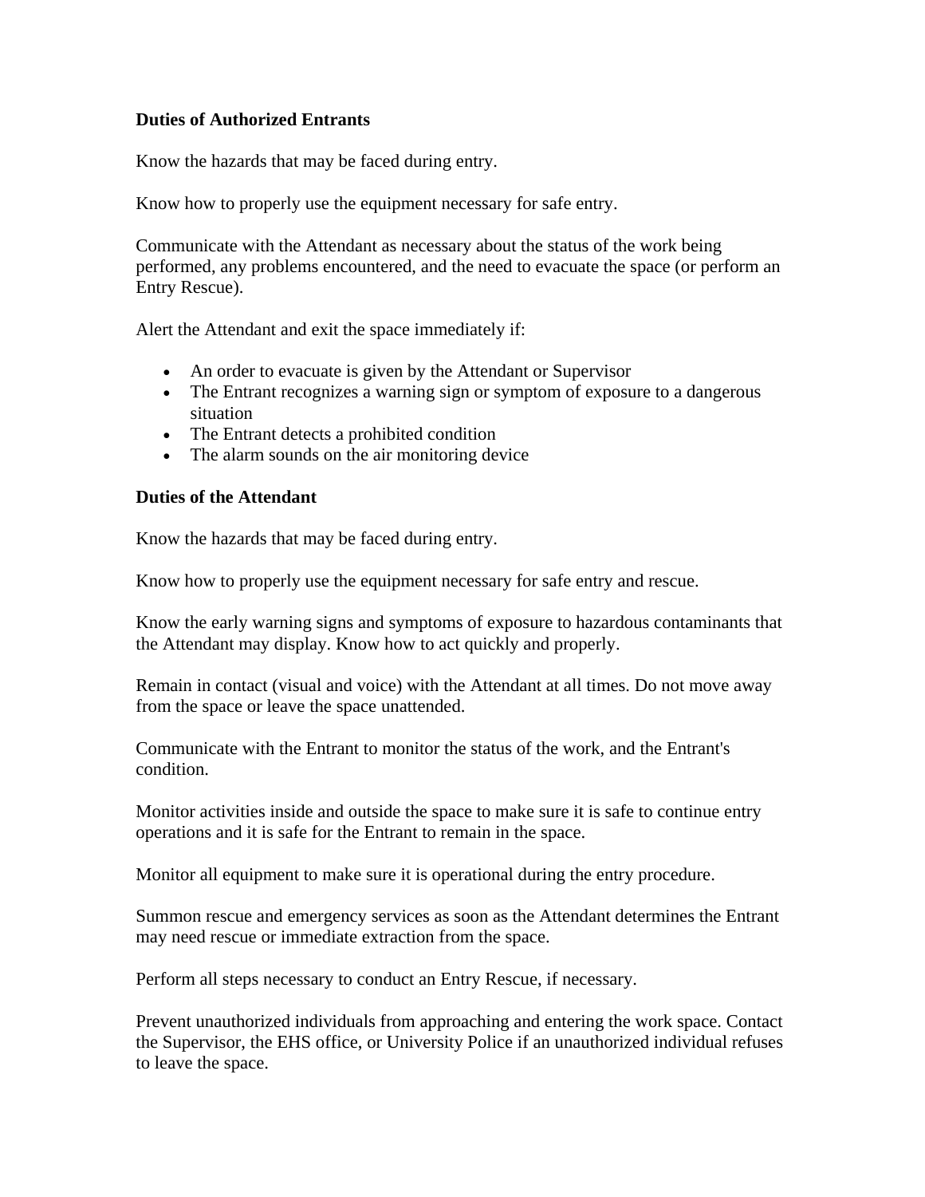**Duties of Authorized Entrants**

Know the hazards that may be faced during entry.

Know how to properly use the equipment necessary for safe entry.

Communicate with the Attendant as necessary about the status of the work being performed, any problems encountered, and the need to evacuate the space (or perform an Entry Rescue).

Alert the Attendant and exit the space immediately if:

- An order to evacuate is given by the Attendant or Supervisor
- The Entrant recognizes a warning sign or symptom of exposure to a dangerous situation
- The Entrant detects a prohibited condition
- The alarm sounds on the air monitoring device

**Duties of the Attendant**

Know the hazards that may be faced during entry.

Know how to properly use the equipment necessary for safe entry and rescue.

Know the early warning signs and symptoms of exposure to hazardous contaminants that the Attendant may display. Know how to act quickly and properly.

Remain in contact (visual and voice) with the Attendant at all times. Do not move away from the space or leave the space unattended.

Communicate with the Entrant to monitor the status of the work, and the Entrant's condition.

Monitor activities inside and outside the space to make sure it is safe to continue entry operations and it is safe for the Entrant to remain in the space.

Monitor all equipment to make sure it is operational during the entry procedure.

Summon rescue and emergency services as soon as the Attendant determines the Entrant may need rescue or immediate extraction from the space.

Perform all steps necessary to conduct an Entry Rescue, if necessary.

Prevent unauthorized individuals from approaching and entering the work space. Contact the Supervisor, the EHS office, or University Police if an unauthorized individual refuses to leave the space.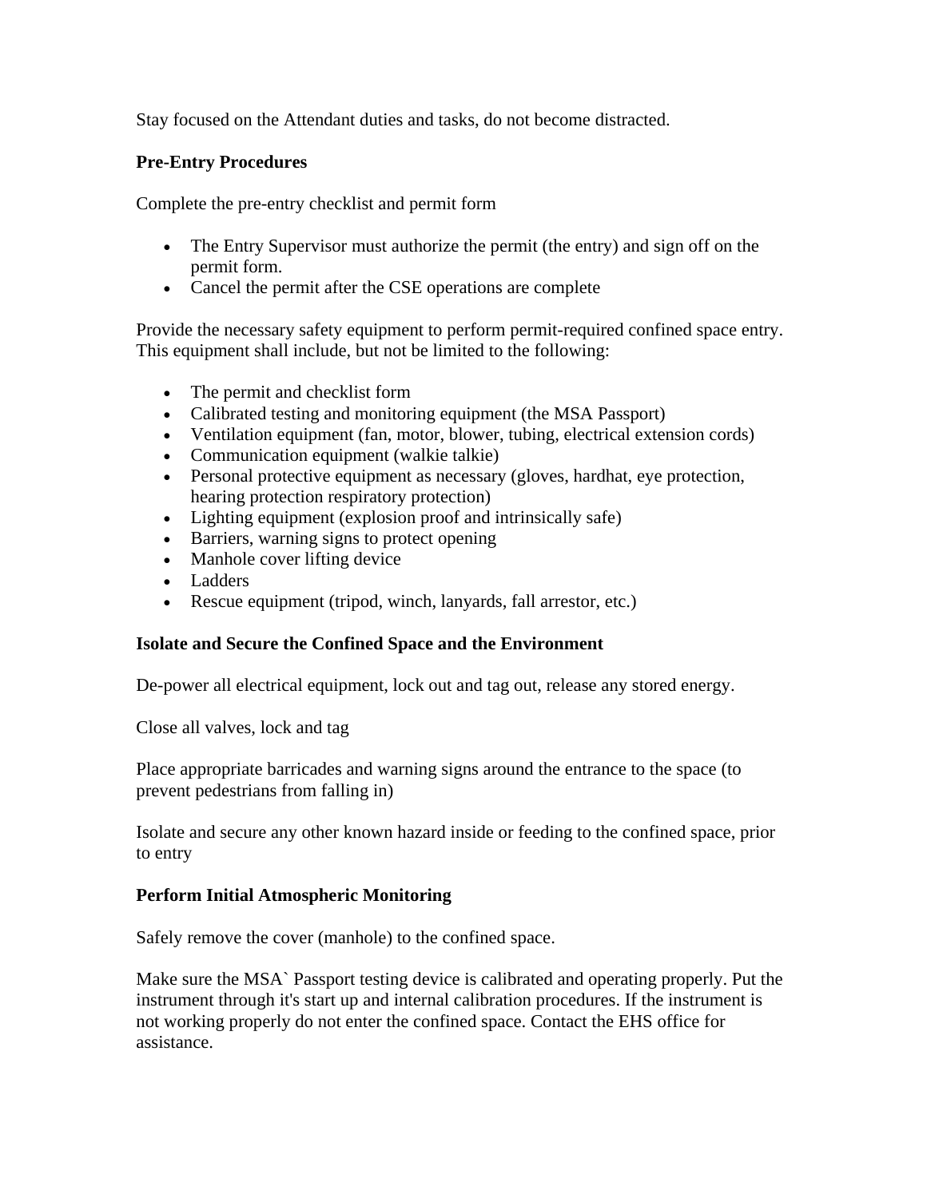Stay focused on the Attendant duties and tasks, do not become distracted.

**Pre-Entry Procedures**

Complete the pre-entry checklist and permit form

- The Entry Supervisor must authorize the permit (the entry) and sign off on the permit form.
- Cancel the permit after the CSE operations are complete

Provide the necessary safety equipment to perform permit-required confined space entry. This equipment shall include, but not be limited to the following:

- The permit and checklist form
- Calibrated testing and monitoring equipment (the MSA Passport)
- Ventilation equipment (fan, motor, blower, tubing, electrical extension cords)
- Communication equipment (walkie talkie)
- Personal protective equipment as necessary (gloves, hardhat, eye protection, hearing protection respiratory protection)
- Lighting equipment (explosion proof and intrinsically safe)
- Barriers, warning signs to protect opening
- Manhole cover lifting device
- Ladders
- Rescue equipment (tripod, winch, lanyards, fall arrestor, etc.)

**Isolate and Secure the Confined Space and the Environment**

De-power all electrical equipment, lock out and tag out, release any stored energy.

Close all valves, lock and tag

Place appropriate barricades and warning signs around the entrance to the space (to prevent pedestrians from falling in)

Isolate and secure any other known hazard inside or feeding to the confined space, prior to entry

**Perform Initial Atmospheric Monitoring**

Safely remove the cover (manhole) to the confined space.

Make sure the MSA` Passport testing device is calibrated and operating properly. Put the instrument through it's start up and internal calibration procedures. If the instrument is not working properly do not enter the confined space. Contact the EHS office for assistance.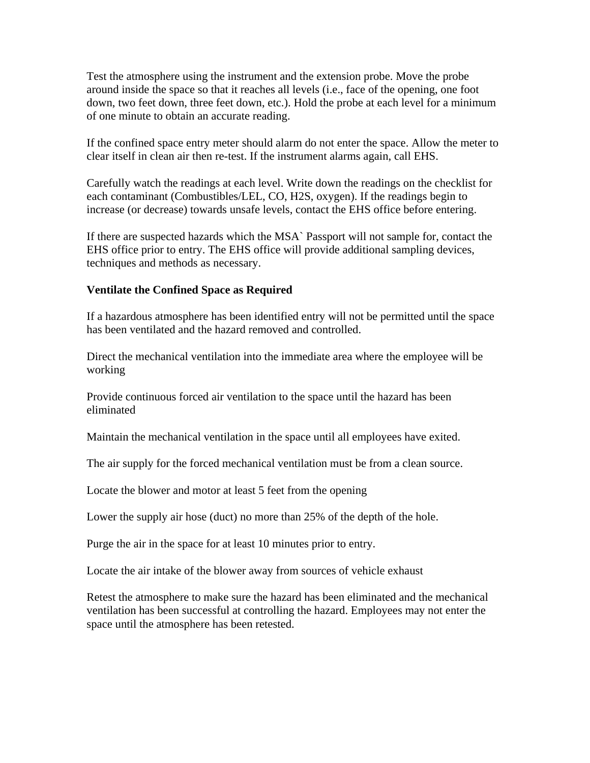Test the atmosphere using the instrument and the extension probe. Move the probe around inside the space so that it reaches all levels (i.e., face of the opening, one foot down, two feet down, three feet down, etc.). Hold the probe at each level for a minimum of one minute to obtain an accurate reading.

If the confined space entry meter should alarm do not enter the space. Allow the meter to clear itself in clean air then re-test. If the instrument alarms again, call EHS.

Carefully watch the readings at each level. Write down the readings on the checklist for each contaminant (Combustibles/LEL, CO, H2S, oxygen). If the readings begin to increase (or decrease) towards unsafe levels, contact the EHS office before entering.

If there are suspected hazards which the MSA` Passport will not sample for, contact the EHS office prior to entry. The EHS office will provide additional sampling devices, techniques and methods as necessary.

**Ventilate the Confined Space as Required**

If a hazardous atmosphere has been identified entry will not be permitted until the space has been ventilated and the hazard removed and controlled.

Direct the mechanical ventilation into the immediate area where the employee will be working

Provide continuous forced air ventilation to the space until the hazard has been eliminated

Maintain the mechanical ventilation in the space until all employees have exited.

The air supply for the forced mechanical ventilation must be from a clean source.

Locate the blower and motor at least 5 feet from the opening

Lower the supply air hose (duct) no more than 25% of the depth of the hole.

Purge the air in the space for at least 10 minutes prior to entry.

Locate the air intake of the blower away from sources of vehicle exhaust

Retest the atmosphere to make sure the hazard has been eliminated and the mechanical ventilation has been successful at controlling the hazard. Employees may not enter the space until the atmosphere has been retested.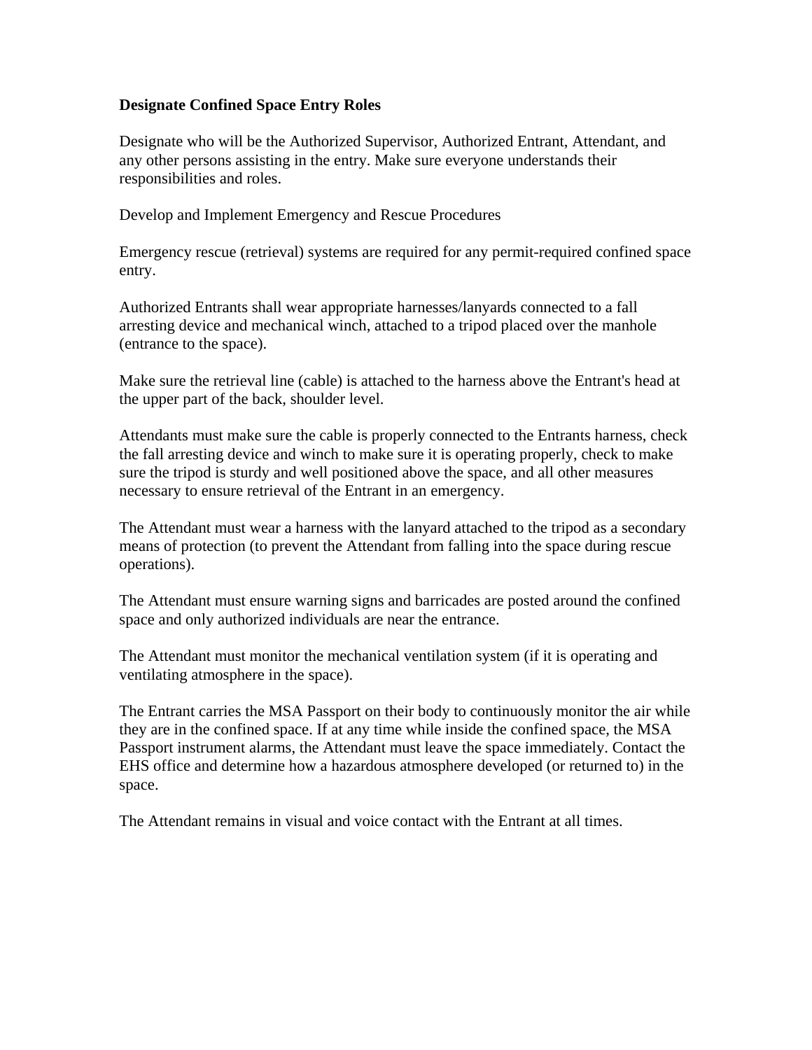**Designate Confined Space Entry Roles**

Designate who will be the Authorized Supervisor, Authorized Entrant, Attendant, and any other persons assisting in the entry. Make sure everyone understands their responsibilities and roles.

Develop and Implement Emergency and Rescue Procedures

Emergency rescue (retrieval) systems are required for any permit-required confined space entry.

Authorized Entrants shall wear appropriate harnesses/lanyards connected to a fall arresting device and mechanical winch, attached to a tripod placed over the manhole (entrance to the space).

Make sure the retrieval line (cable) is attached to the harness above the Entrant's head at the upper part of the back, shoulder level.

Attendants must make sure the cable is properly connected to the Entrants harness, check the fall arresting device and winch to make sure it is operating properly, check to make sure the tripod is sturdy and well positioned above the space, and all other measures necessary to ensure retrieval of the Entrant in an emergency.

The Attendant must wear a harness with the lanyard attached to the tripod as a secondary means of protection (to prevent the Attendant from falling into the space during rescue operations).

The Attendant must ensure warning signs and barricades are posted around the confined space and only authorized individuals are near the entrance.

The Attendant must monitor the mechanical ventilation system (if it is operating and ventilating atmosphere in the space).

The Entrant carries the MSA Passport on their body to continuously monitor the air while they are in the confined space. If at any time while inside the confined space, the MSA Passport instrument alarms, the Attendant must leave the space immediately. Contact the EHS office and determine how a hazardous atmosphere developed (or returned to) in the space.

The Attendant remains in visual and voice contact with the Entrant at all times.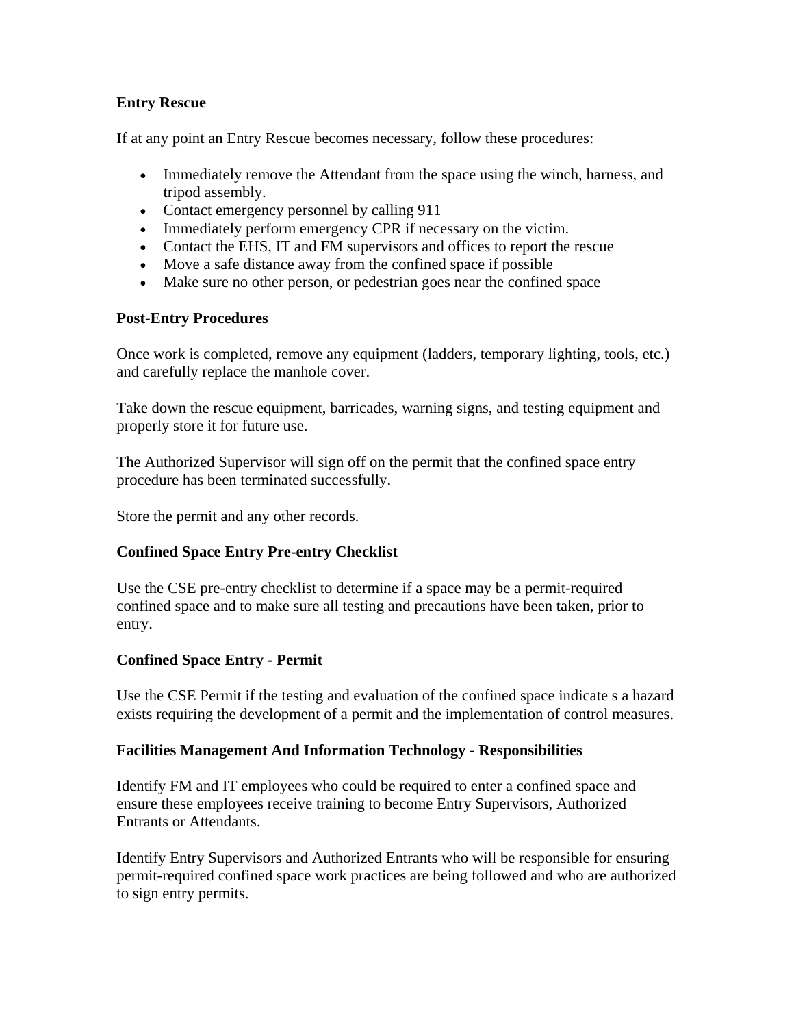**Entry Rescue**

If at any point an Entry Rescue becomes necessary, follow these procedures:

- Immediately remove the Attendant from the space using the winch, harness, and tripod assembly.
- Contact emergency personnel by calling 911
- Immediately perform emergency CPR if necessary on the victim.
- Contact the EHS, IT and FM supervisors and offices to report the rescue
- Move a safe distance away from the confined space if possible
- Make sure no other person, or pedestrian goes near the confined space

**Post-Entry Procedures**

Once work is completed, remove any equipment (ladders, temporary lighting, tools, etc.) and carefully replace the manhole cover.

Take down the rescue equipment, barricades, warning signs, and testing equipment and properly store it for future use.

The Authorized Supervisor will sign off on the permit that the confined space entry procedure has been terminated successfully.

Store the permit and any other records.

**Confined Space Entry Pre-entry Checklist**

Use the CSE pre-entry checklist to determine if a space may be a permit-required confined space and to make sure all testing and precautions have been taken, prior to entry.

**Confined Space Entry - Permit**

Use the CSE Permit if the testing and evaluation of the confined space indicate s a hazard exists requiring the development of a permit and the implementation of control measures.

**Facilities Management And Information Technology - Responsibilities**

Identify FM and IT employees who could be required to enter a confined space and ensure these employees receive training to become Entry Supervisors, Authorized Entrants or Attendants.

Identify Entry Supervisors and Authorized Entrants who will be responsible for ensuring permit-required confined space work practices are being followed and who are authorized to sign entry permits.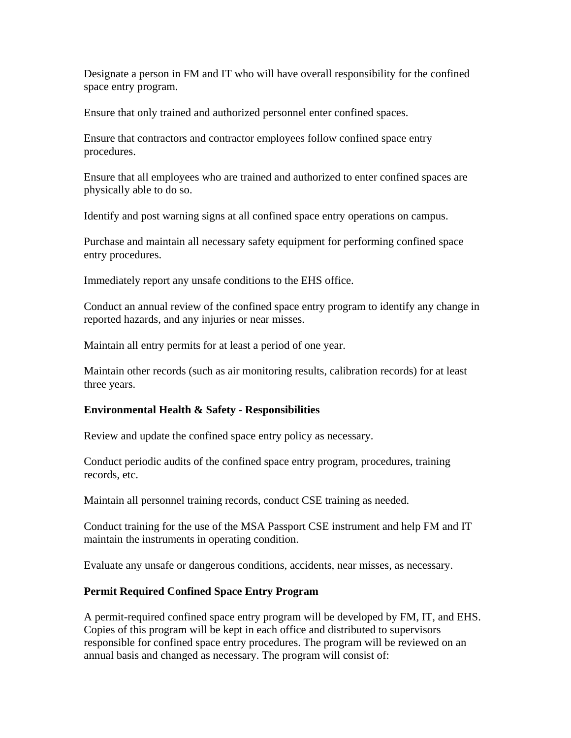Designate a person in FM and IT who will have overall responsibility for the confined space entry program.

Ensure that only trained and authorized personnel enter confined spaces.

Ensure that contractors and contractor employees follow confined space entry procedures.

Ensure that all employees who are trained and authorized to enter confined spaces are physically able to do so.

Identify and post warning signs at all confined space entry operations on campus.

Purchase and maintain all necessary safety equipment for performing confined space entry procedures.

Immediately report any unsafe conditions to the EHS office.

Conduct an annual review of the confined space entry program to identify any change in reported hazards, and any injuries or near misses.

Maintain all entry permits for at least a period of one year.

Maintain other records (such as air monitoring results, calibration records) for at least three years.

**Environmental Health & Safety - Responsibilities**

Review and update the confined space entry policy as necessary.

Conduct periodic audits of the confined space entry program, procedures, training records, etc.

Maintain all personnel training records, conduct CSE training as needed.

Conduct training for the use of the MSA Passport CSE instrument and help FM and IT maintain the instruments in operating condition.

Evaluate any unsafe or dangerous conditions, accidents, near misses, as necessary.

**Permit Required Confined Space Entry Program**

A permit-required confined space entry program will be developed by FM, IT, and EHS. Copies of this program will be kept in each office and distributed to supervisors responsible for confined space entry procedures. The program will be reviewed on an annual basis and changed as necessary. The program will consist of: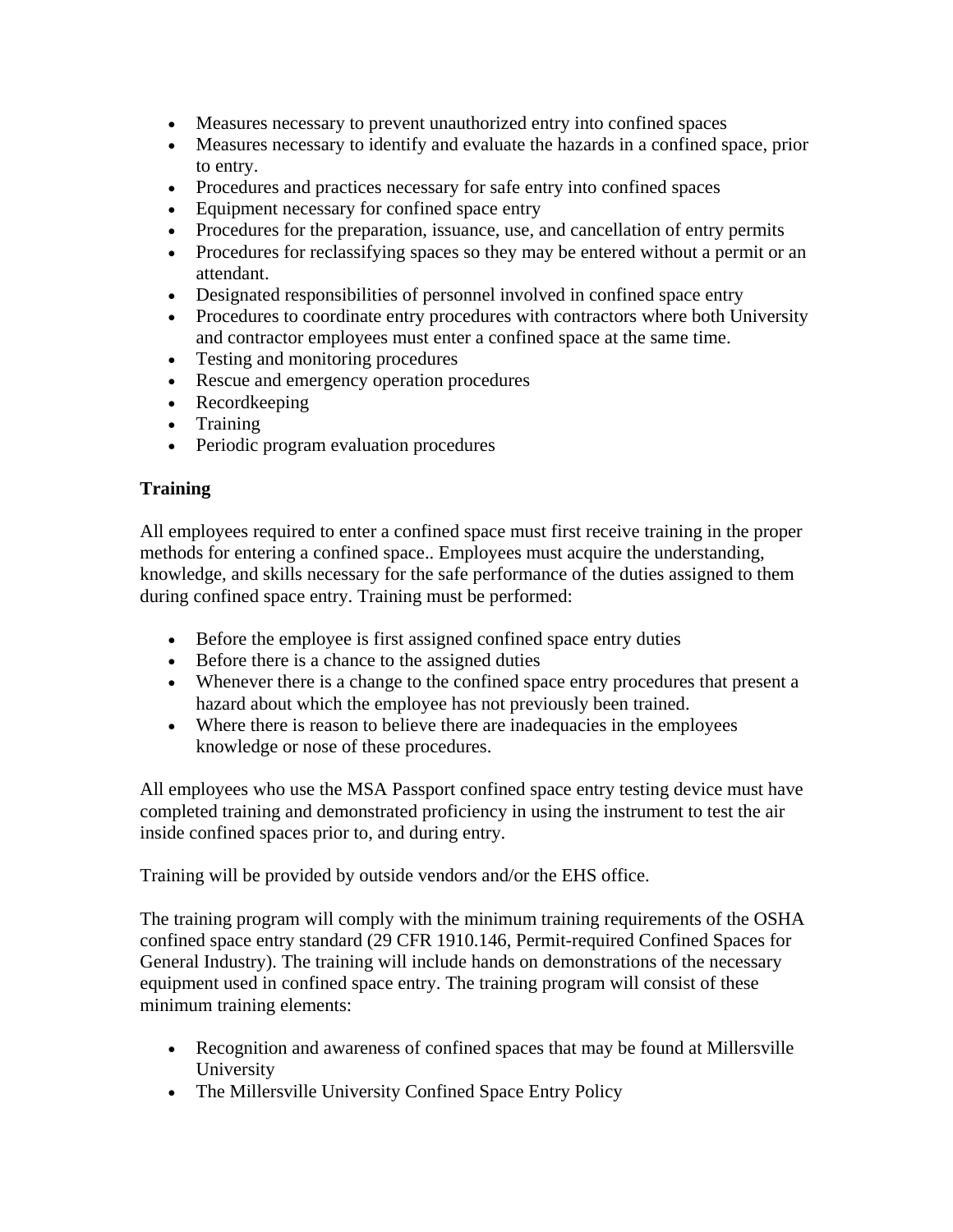- Measures necessary to prevent unauthorized entry into confined spaces
- Measures necessary to identify and evaluate the hazards in a confined space, prior to entry.
- Procedures and practices necessary for safe entry into confined spaces
- Equipment necessary for confined space entry
- Procedures for the preparation, issuance, use, and cancellation of entry permits
- Procedures for reclassifying spaces so they may be entered without a permit or an attendant.
- Designated responsibilities of personnel involved in confined space entry
- Procedures to coordinate entry procedures with contractors where both University and contractor employees must enter a confined space at the same time.
- Testing and monitoring procedures
- Rescue and emergency operation procedures
- Recordkeeping
- Training
- Periodic program evaluation procedures

**Training**

All employees required to enter a confined space must first receive training in the proper methods for entering a confined space.. Employees must acquire the understanding, knowledge, and skills necessary for the safe performance of the duties assigned to them during confined space entry. Training must be performed:

- Before the employee is first assigned confined space entry duties
- Before there is a chance to the assigned duties
- Whenever there is a change to the confined space entry procedures that present a hazard about which the employee has not previously been trained.
- Where there is reason to believe there are inadequacies in the employees knowledge or nose of these procedures.

All employees who use the MSA Passport confined space entry testing device must have completed training and demonstrated proficiency in using the instrument to test the air inside confined spaces prior to, and during entry.

Training will be provided by outside vendors and/or the EHS office.

The training program will comply with the minimum training requirements of the OSHA confined space entry standard (29 CFR 1910.146, Permit-required Confined Spaces for General Industry). The training will include hands on demonstrations of the necessary equipment used in confined space entry. The training program will consist of these minimum training elements:

- Recognition and awareness of confined spaces that may be found at Millersville University
- The Millersville University Confined Space Entry Policy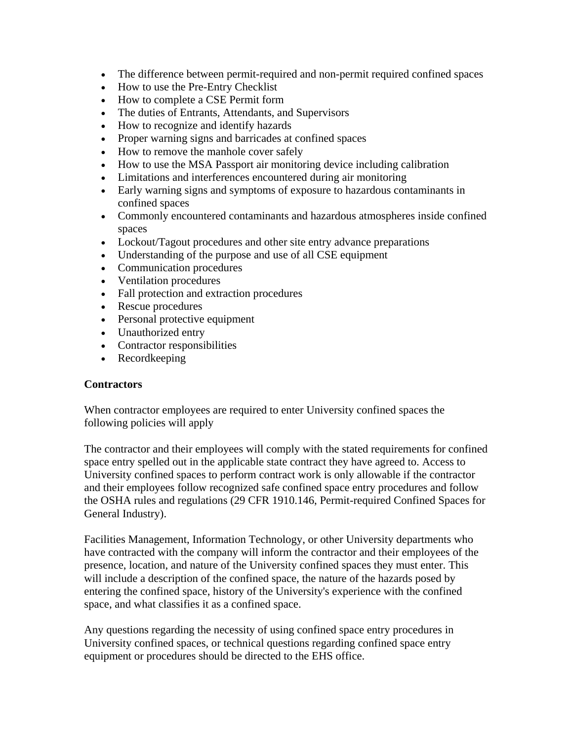- The difference between permit-required and non-permit required confined spaces
- How to use the Pre-Entry Checklist
- How to complete a CSE Permit form
- The duties of Entrants, Attendants, and Supervisors
- How to recognize and identify hazards
- Proper warning signs and barricades at confined spaces
- How to remove the manhole cover safely
- How to use the MSA Passport air monitoring device including calibration
- Limitations and interferences encountered during air monitoring
- Early warning signs and symptoms of exposure to hazardous contaminants in confined spaces
- Commonly encountered contaminants and hazardous atmospheres inside confined spaces
- Lockout/Tagout procedures and other site entry advance preparations
- Understanding of the purpose and use of all CSE equipment
- Communication procedures
- Ventilation procedures
- Fall protection and extraction procedures
- Rescue procedures
- Personal protective equipment
- Unauthorized entry
- Contractor responsibilities
- Recordkeeping

**Contractors**

When contractor employees are required to enter University confined spaces the following policies will apply

The contractor and their employees will comply with the stated requirements for confined space entry spelled out in the applicable state contract they have agreed to. Access to University confined spaces to perform contract work is only allowable if the contractor and their employees follow recognized safe confined space entry procedures and follow the OSHA rules and regulations (29 CFR 1910.146, Permit-required Confined Spaces for General Industry).

Facilities Management, Information Technology, or other University departments who have contracted with the company will inform the contractor and their employees of the presence, location, and nature of the University confined spaces they must enter. This will include a description of the confined space, the nature of the hazards posed by entering the confined space, history of the University's experience with the confined space, and what classifies it as a confined space.

Any questions regarding the necessity of using confined space entry procedures in University confined spaces, or technical questions regarding confined space entry equipment or procedures should be directed to the EHS office.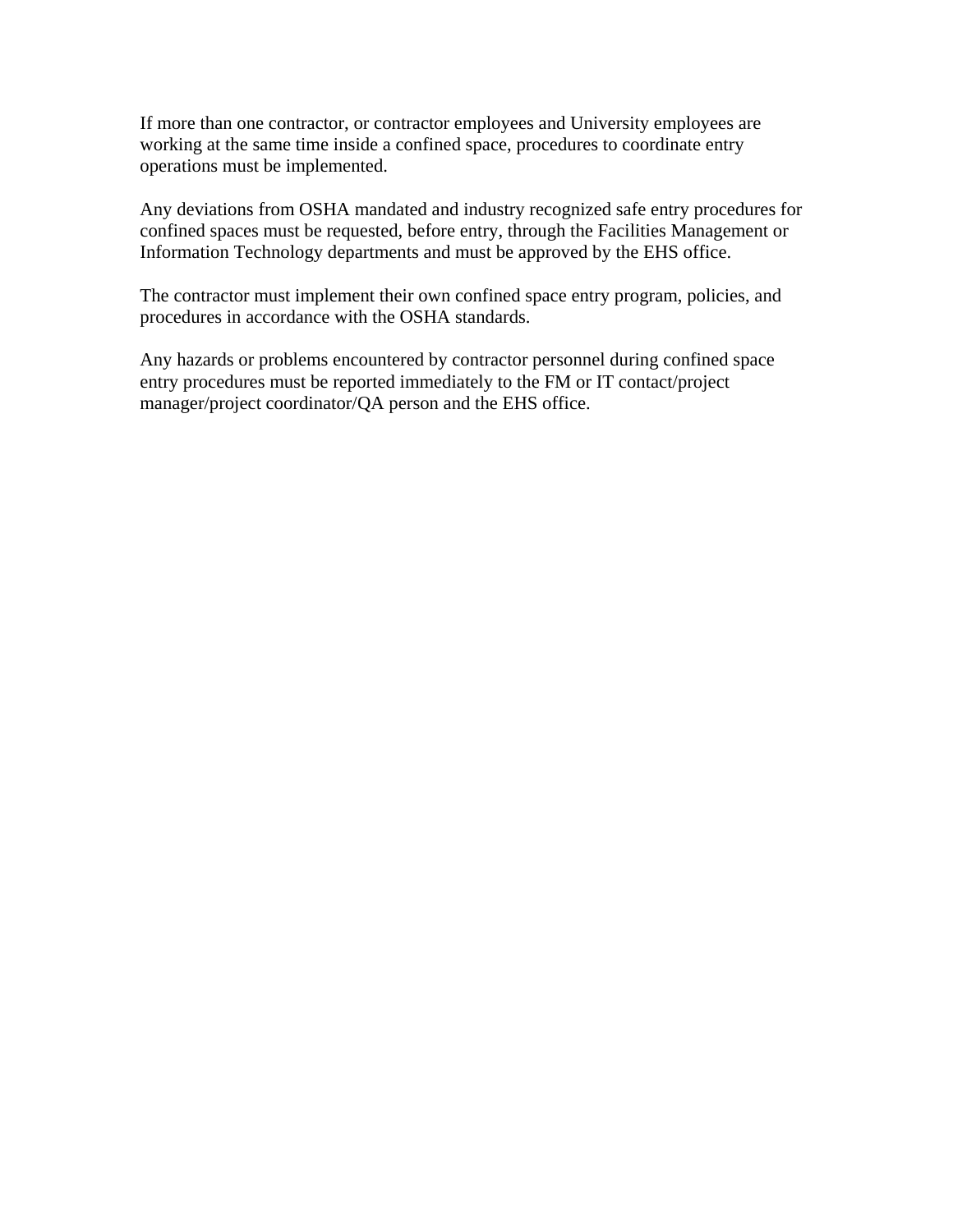If more than one contractor, or contractor employees and University employees are working at the same time inside a confined space, procedures to coordinate entry operations must be implemented.

Any deviations from OSHA mandated and industry recognized safe entry procedures for confined spaces must be requested, before entry, through the Facilities Management or Information Technology departments and must be approved by the EHS office.

The contractor must implement their own confined space entry program, policies, and procedures in accordance with the OSHA standards.

Any hazards or problems encountered by contractor personnel during confined space entry procedures must be reported immediately to the FM or IT contact/project manager/project coordinator/QA person and the EHS office.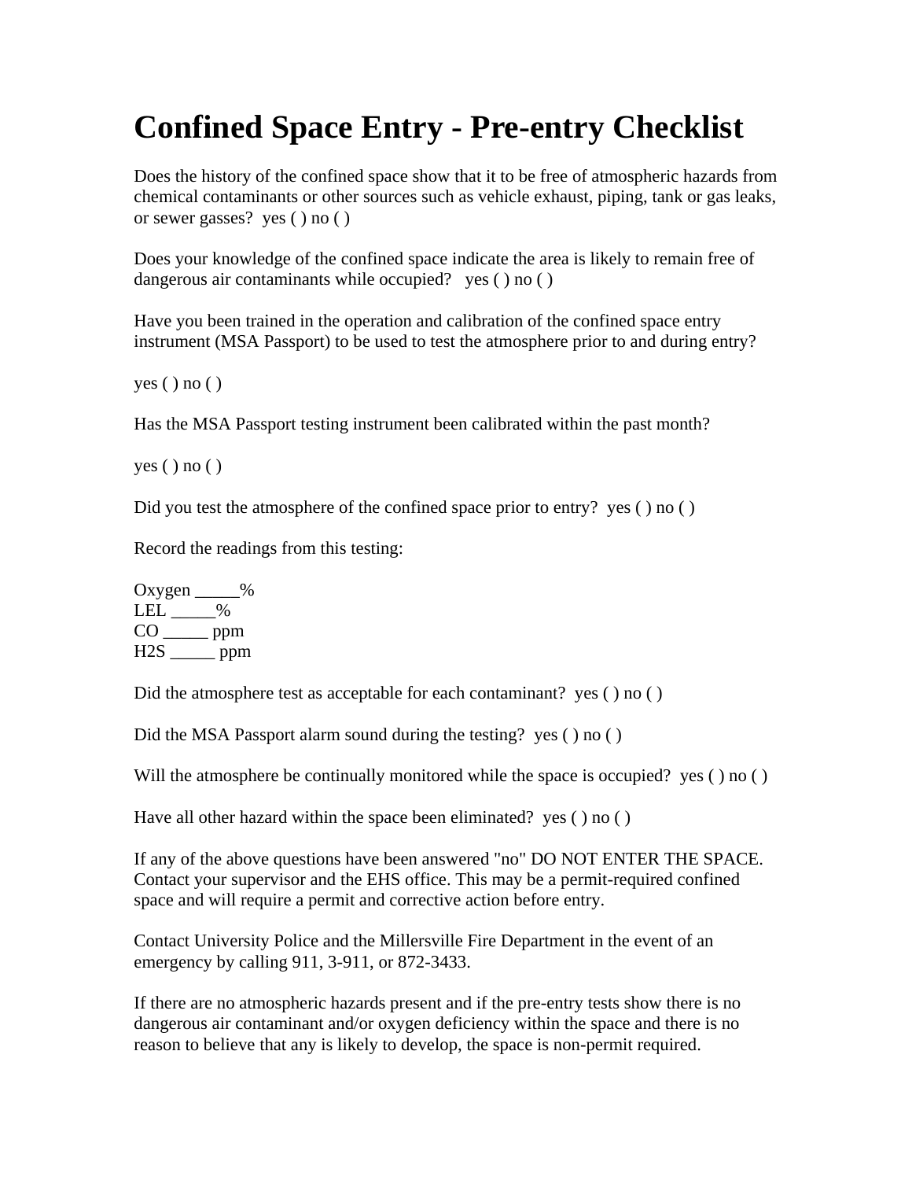# Confined Space Entry - Pre-entry Checklist

Does the history of the confined space show that it to be free of atmospheric hazards from chemical contaminants or other sources such as vehicle exhaust, piping, tank or gas leaks, or sewer gasses?  yes ( ) no ( )

Does your knowledge of the confined space indicate the area is likely to remain free of dangerous air contaminants while occupied?   yes ( ) no ( )

Have you been trained in the operation and calibration of the confined space entry instrument (MSA Passport) to be used to test the atmosphere prior to and during entry?

yes ( ) no ( )

Has the MSA Passport testing instrument been calibrated within the past month?

yes ( ) no ( )

Did you test the atmosphere of the confined space prior to entry?  yes ( ) no ( )

Record the readings from this testing:

Oxygen _____%
LEL _____%
CO _____ ppm
$H_2S$ _____ ppm

Did the atmosphere test as acceptable for each contaminant?  yes ( ) no ( )

Did the MSA Passport alarm sound during the testing?  yes ( ) no ( )

Will the atmosphere be continually monitored while the space is occupied?  yes ( ) no ( )

Have all other hazard within the space been eliminated?  yes ( ) no ( )

If any of the above questions have been answered "no" DO NOT ENTER THE SPACE. Contact your supervisor and the EHS office. This may be a permit-required confined space and will require a permit and corrective action before entry.

Contact University Police and the Millersville Fire Department in the event of an emergency by calling 911, 3-911, or 872-3433.

If there are no atmospheric hazards present and if the pre-entry tests show there is no dangerous air contaminant and/or oxygen deficiency within the space and there is no reason to believe that any is likely to develop, the space is non-permit required.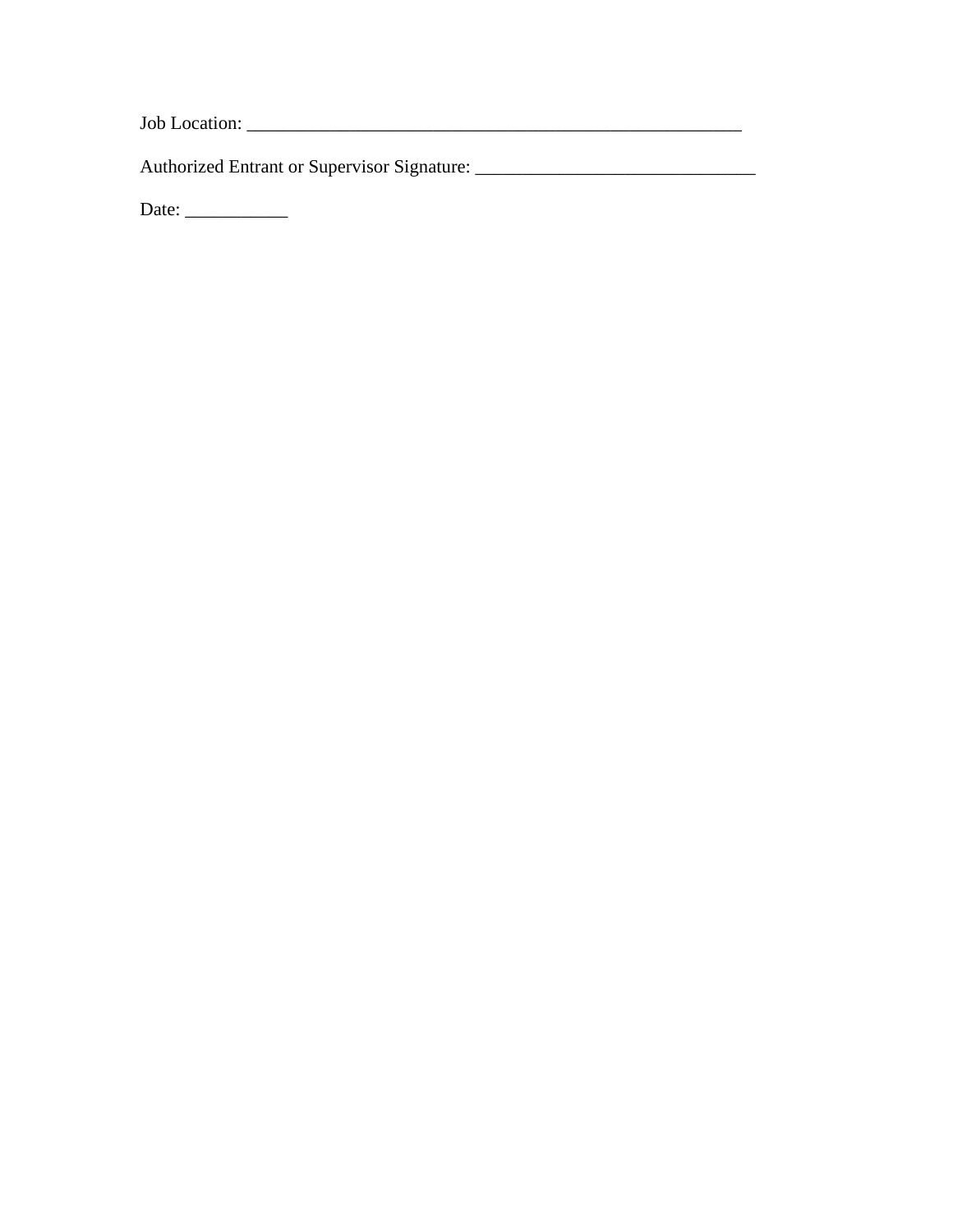Job Location: _______________________________________________________

Authorized Entrant or Supervisor Signature: _______________________________

Date: ___________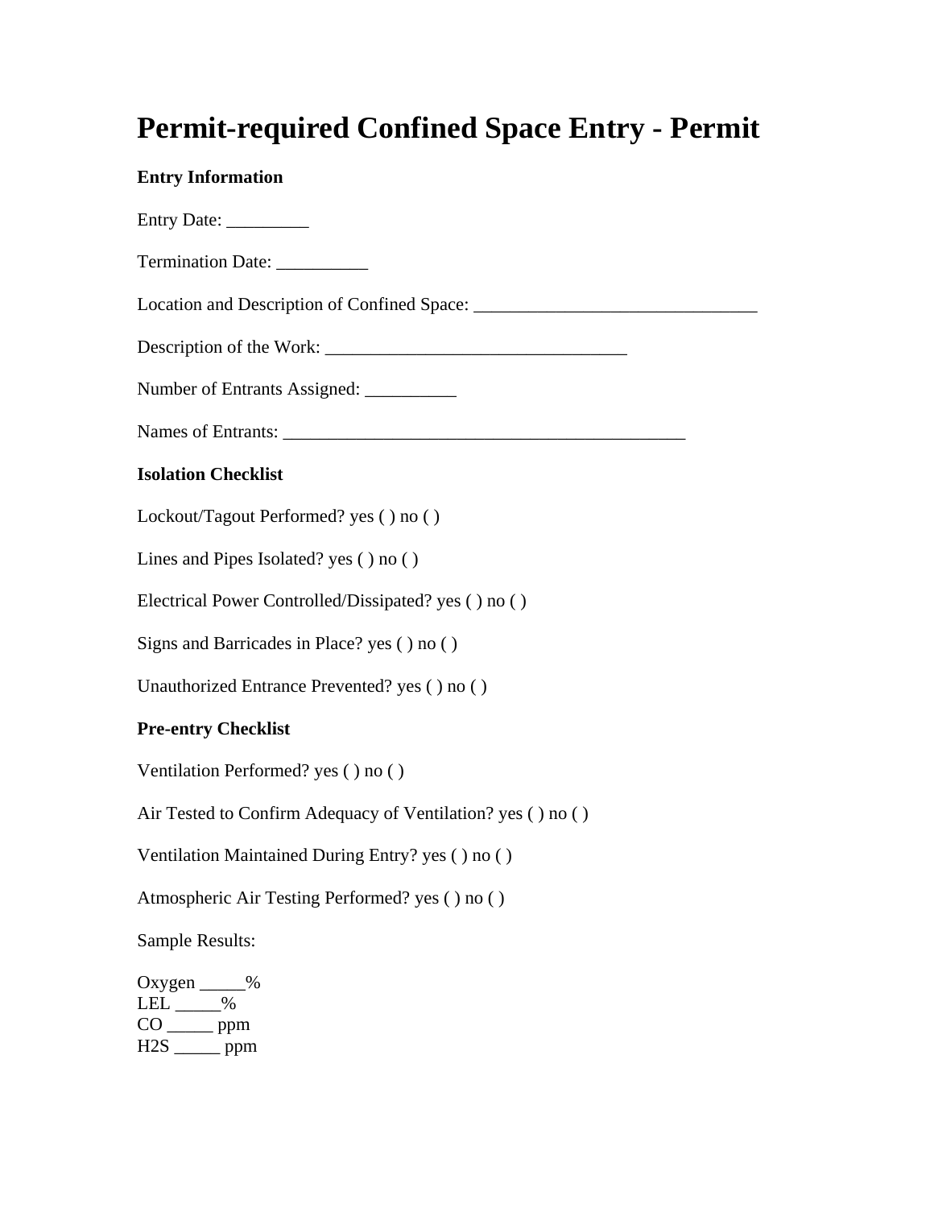# Permit-required Confined Space Entry - Permit

**Entry Information**

Entry Date: _________

Termination Date: __________

Location and Description of Confined Space: _______________________________

Description of the Work: _________________________________

Number of Entrants Assigned: __________

Names of Entrants: _____________________________________________

**Isolation Checklist**

Lockout/Tagout Performed? yes ( ) no ( )

Lines and Pipes Isolated? yes ( ) no ( )

Electrical Power Controlled/Dissipated? yes ( ) no ( )

Signs and Barricades in Place? yes ( ) no ( )

Unauthorized Entrance Prevented? yes ( ) no ( )

**Pre-entry Checklist**

Ventilation Performed? yes ( ) no ( )

Air Tested to Confirm Adequacy of Ventilation? yes ( ) no ( )

Ventilation Maintained During Entry? yes ( ) no ( )

Atmospheric Air Testing Performed? yes ( ) no ( )

Sample Results:

Oxygen _____%
LEL _____%
CO _____ ppm
$H_2S$ _____ ppm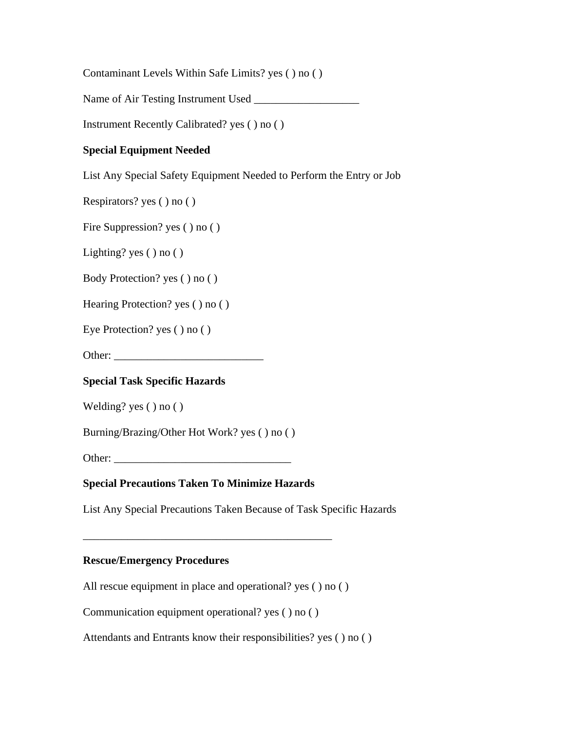Contaminant Levels Within Safe Limits? yes ( ) no ( )

Name of Air Testing Instrument Used ___________________

Instrument Recently Calibrated? yes ( ) no ( )

**Special Equipment Needed**

List Any Special Safety Equipment Needed to Perform the Entry or Job

Respirators? yes ( ) no ( )

Fire Suppression? yes ( ) no ( )

Lighting? yes ( ) no ( )

Body Protection? yes ( ) no ( )

Hearing Protection? yes ( ) no ( )

Eye Protection? yes ( ) no ( )

Other: ___________________________

**Special Task Specific Hazards**

Welding? yes ( ) no ( )

Burning/Brazing/Other Hot Work? yes ( ) no ( )

Other: _______________________________

**Special Precautions Taken To Minimize Hazards**

List Any Special Precautions Taken Because of Task Specific Hazards

_____________________________________________

**Rescue/Emergency Procedures**

All rescue equipment in place and operational? yes ( ) no ( )

Communication equipment operational? yes ( ) no ( )

Attendants and Entrants know their responsibilities? yes ( ) no ( )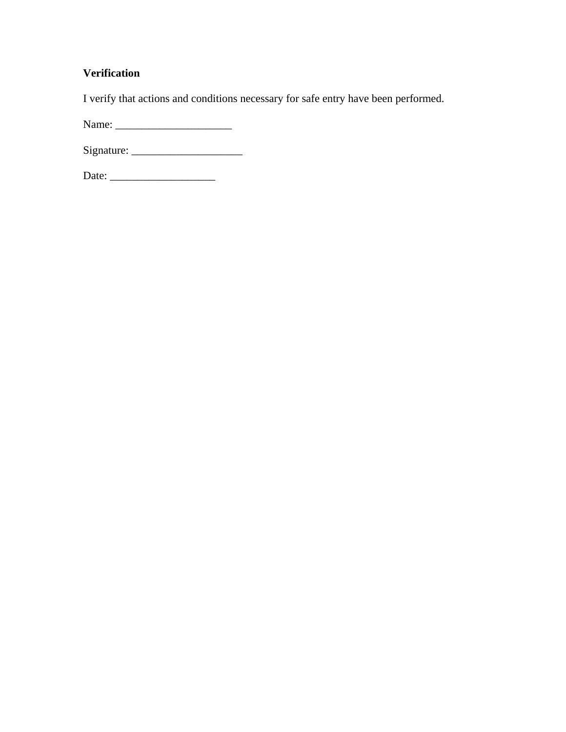**Verification**

I verify that actions and conditions necessary for safe entry have been performed.

Name: _____________________

Signature: ____________________

Date: ___________________